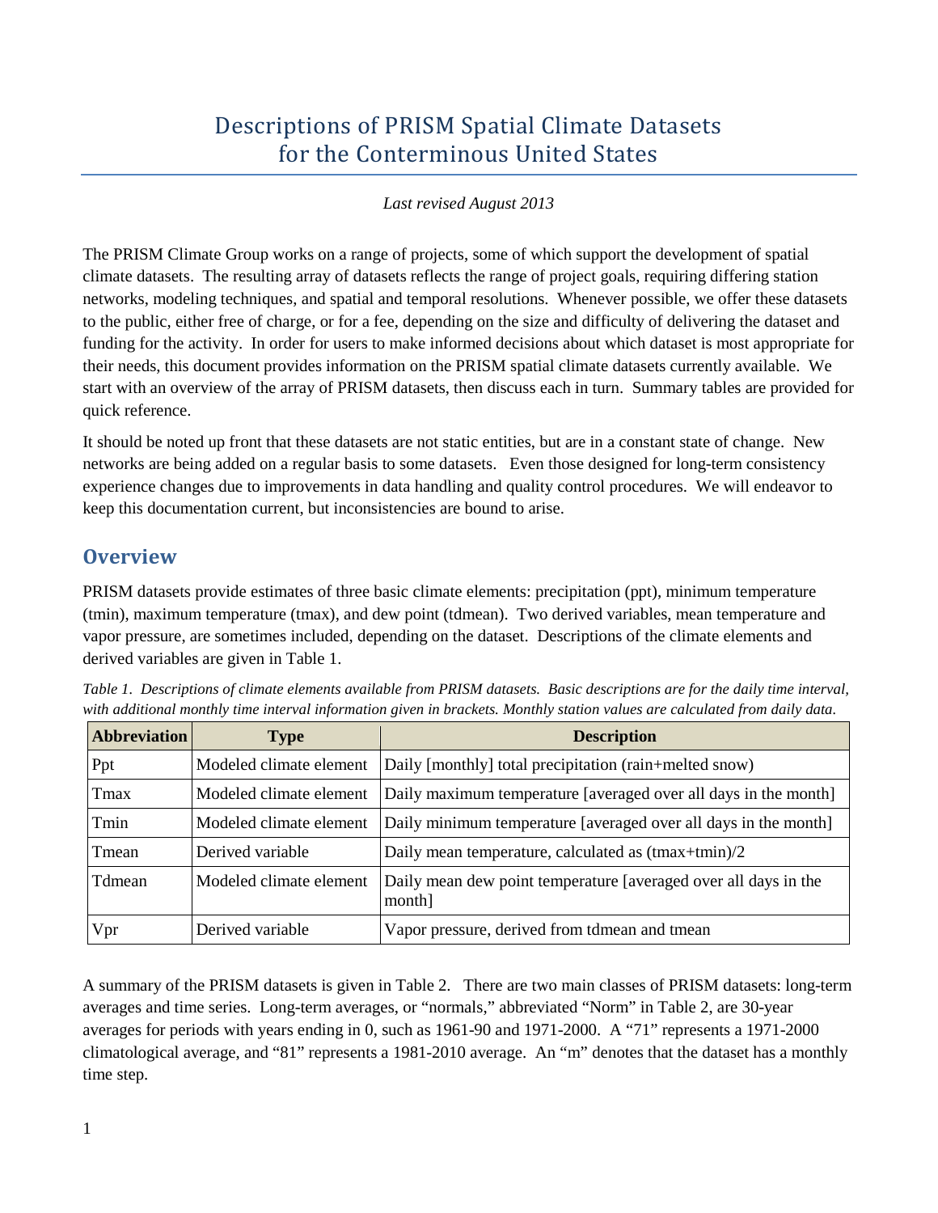# Descriptions of PRISM Spatial Climate Datasets for the Conterminous United States

*Last revised August 2013*

The PRISM Climate Group works on a range of projects, some of which support the development of spatial climate datasets. The resulting array of datasets reflects the range of project goals, requiring differing station networks, modeling techniques, and spatial and temporal resolutions. Whenever possible, we offer these datasets to the public, either free of charge, or for a fee, depending on the size and difficulty of delivering the dataset and funding for the activity. In order for users to make informed decisions about which dataset is most appropriate for their needs, this document provides information on the PRISM spatial climate datasets currently available. We start with an overview of the array of PRISM datasets, then discuss each in turn. Summary tables are provided for quick reference.

It should be noted up front that these datasets are not static entities, but are in a constant state of change. New networks are being added on a regular basis to some datasets. Even those designed for long-term consistency experience changes due to improvements in data handling and quality control procedures. We will endeavor to keep this documentation current, but inconsistencies are bound to arise.

## Overview

PRISM datasets provide estimates of three basic climate elements: precipitation (ppt), minimum temperature (tmin), maximum temperature (tmax), and dew point (tdmean). Two derived variables, mean temperature and vapor pressure, are sometimes included, depending on the dataset. Descriptions of the climate elements and derived variables are given in Table 1.

*Table 1. Descriptions of climate elements available from PRISM datasets. Basic descriptions are for the daily time interval, with additional monthly time interval information given in brackets. Monthly station values are calculated from daily data.*

| Abbreviation | Type | Description |
|---|---|---|
| Ppt | Modeled climate element | Daily [monthly] total precipitation (rain+melted snow) |
| Tmax | Modeled climate element | Daily maximum temperature [averaged over all days in the month] |
| Tmin | Modeled climate element | Daily minimum temperature [averaged over all days in the month] |
| Tmean | Derived variable | Daily mean temperature, calculated as (tmax+tmin)/2 |
| Tdmean | Modeled climate element | Daily mean dew point temperature [averaged over all days in the month] |
| Vpr | Derived variable | Vapor pressure, derived from tdmean and tmean |

A summary of the PRISM datasets is given in Table 2. There are two main classes of PRISM datasets: long-term averages and time series. Long-term averages, or "normals," abbreviated "Norm" in Table 2, are 30-year averages for periods with years ending in 0, such as 1961-90 and 1971-2000. A "71" represents a 1971-2000 climatological average, and "81" represents a 1981-2010 average. An "m" denotes that the dataset has a monthly time step.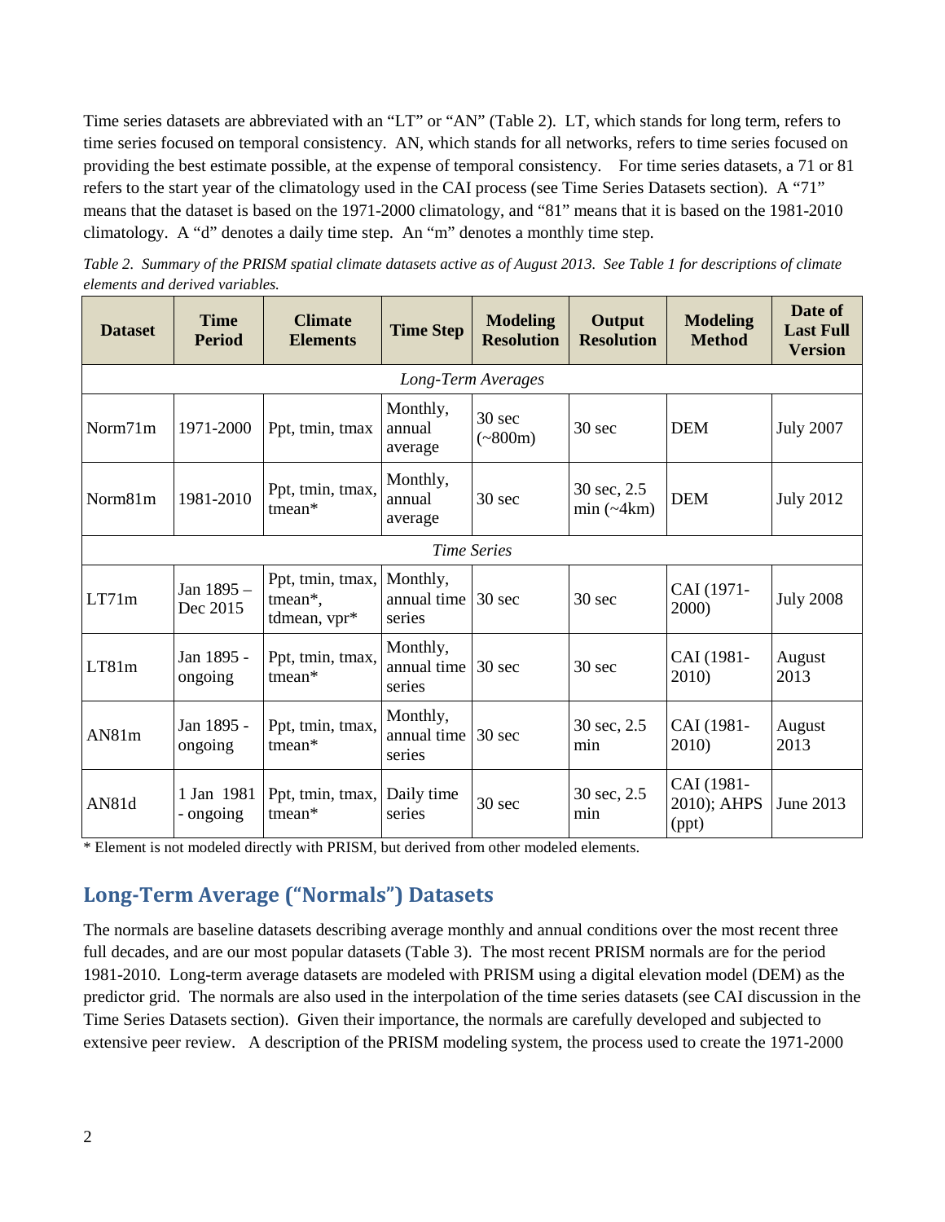Time series datasets are abbreviated with an "LT" or "AN" (Table 2). LT, which stands for long term, refers to time series focused on temporal consistency. AN, which stands for all networks, refers to time series focused on providing the best estimate possible, at the expense of temporal consistency. For time series datasets, a 71 or 81 refers to the start year of the climatology used in the CAI process (see Time Series Datasets section). A "71" means that the dataset is based on the 1971-2000 climatology, and "81" means that it is based on the 1981-2010 climatology. A "d" denotes a daily time step. An "m" denotes a monthly time step.

*Table 2. Summary of the PRISM spatial climate datasets active as of August 2013. See Table 1 for descriptions of climate elements and derived variables.*

| Dataset | Time Period | Climate Elements | Time Step | Modeling Resolution | Output Resolution | Modeling Method | Date of Last Full Version |
|---|---|---|---|---|---|---|---|
| *Long-Term Averages* | | | | | | | |
| Norm71m | 1971-2000 | Ppt, tmin, tmax | Monthly, annual average | 30 sec (~800m) | 30 sec | DEM | July 2007 |
| Norm81m | 1981-2010 | Ppt, tmin, tmax, tmean* | Monthly, annual average | 30 sec | 30 sec, 2.5 min (~4km) | DEM | July 2012 |
| *Time Series* | | | | | | | |
| LT71m | Jan 1895 – Dec 2015 | Ppt, tmin, tmax, tmean*, tdmean, vpr* | Monthly, annual time series | 30 sec | 30 sec | CAI (1971-2000) | July 2008 |
| LT81m | Jan 1895 - ongoing | Ppt, tmin, tmax, tmean* | Monthly, annual time series | 30 sec | 30 sec | CAI (1981-2010) | August 2013 |
| AN81m | Jan 1895 - ongoing | Ppt, tmin, tmax, tmean* | Monthly, annual time series | 30 sec | 30 sec, 2.5 min | CAI (1981-2010) | August 2013 |
| AN81d | 1 Jan 1981 - ongoing | Ppt, tmin, tmax, tmean* | Daily time series | 30 sec | 30 sec, 2.5 min | CAI (1981-2010); AHPS (ppt) | June 2013 |

\* Element is not modeled directly with PRISM, but derived from other modeled elements.

## Long-Term Average ("Normals") Datasets

The normals are baseline datasets describing average monthly and annual conditions over the most recent three full decades, and are our most popular datasets (Table 3). The most recent PRISM normals are for the period 1981-2010. Long-term average datasets are modeled with PRISM using a digital elevation model (DEM) as the predictor grid. The normals are also used in the interpolation of the time series datasets (see CAI discussion in the Time Series Datasets section). Given their importance, the normals are carefully developed and subjected to extensive peer review. A description of the PRISM modeling system, the process used to create the 1971-2000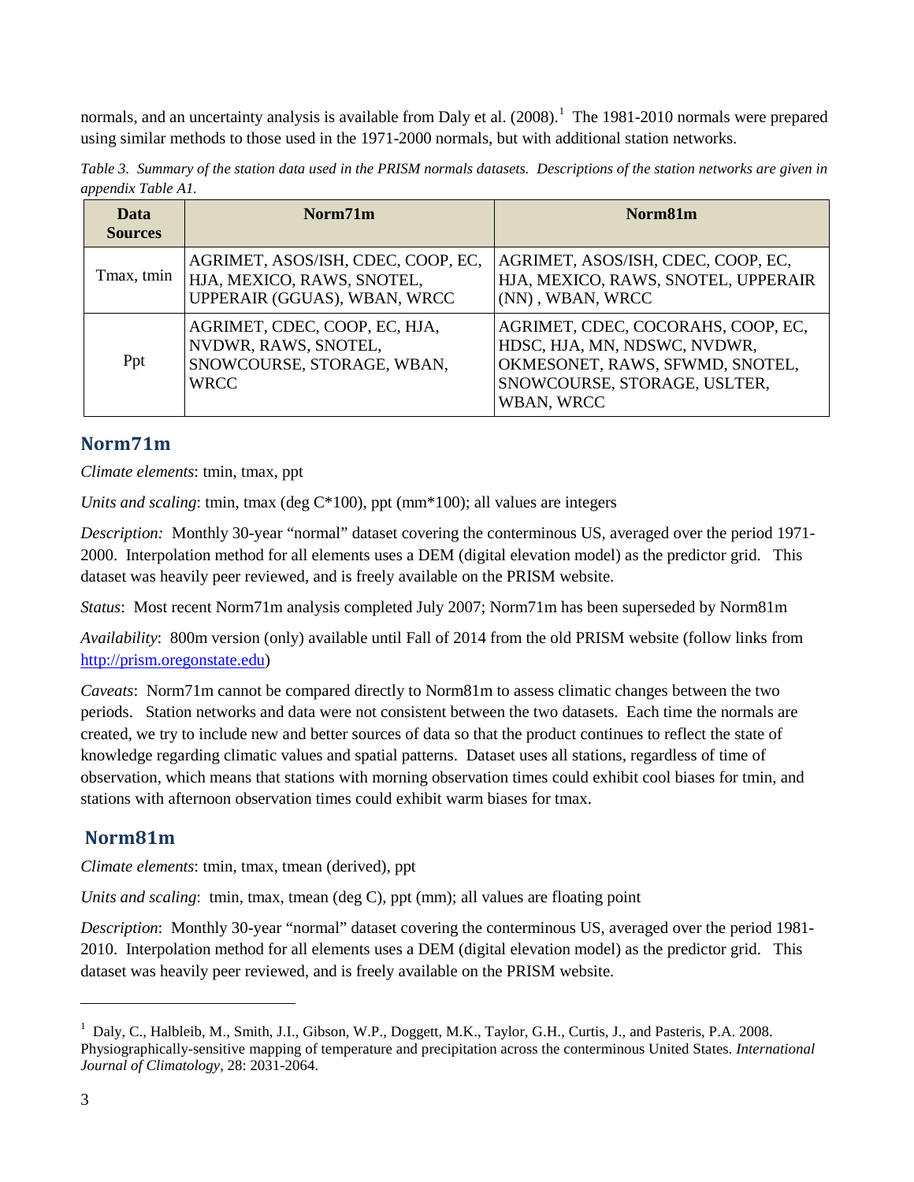normals, and an uncertainty analysis is available from Daly et al. (2008).[1] The 1981-2010 normals were prepared using similar methods to those used in the 1971-2000 normals, but with additional station networks.

*Table 3. Summary of the station data used in the PRISM normals datasets. Descriptions of the station networks are given in appendix Table A1.*

| Data Sources | Norm71m | Norm81m |
|---|---|---|
| Tmax, tmin | AGRIMET, ASOS/ISH, CDEC, COOP, EC, HJA, MEXICO, RAWS, SNOTEL, UPPERAIR (GGUAS), WBAN, WRCC | AGRIMET, ASOS/ISH, CDEC, COOP, EC, HJA, MEXICO, RAWS, SNOTEL, UPPERAIR (NN) , WBAN, WRCC |
| Ppt | AGRIMET, CDEC, COOP, EC, HJA, NVDWR, RAWS, SNOTEL, SNOWCOURSE, STORAGE, WBAN, WRCC | AGRIMET, CDEC, COCORAHS, COOP, EC, HDSC, HJA, MN, NDSWC, NVDWR, OKMESONET, RAWS, SFWMD, SNOTEL, SNOWCOURSE, STORAGE, USLTER, WBAN, WRCC |

## Norm71m

*Climate elements*: tmin, tmax, ppt

*Units and scaling*: tmin, tmax (deg C*100), ppt (mm*100); all values are integers

*Description:* Monthly 30-year "normal" dataset covering the conterminous US, averaged over the period 1971-2000. Interpolation method for all elements uses a DEM (digital elevation model) as the predictor grid. This dataset was heavily peer reviewed, and is freely available on the PRISM website.

*Status*: Most recent Norm71m analysis completed July 2007; Norm71m has been superseded by Norm81m

*Availability*: 800m version (only) available until Fall of 2014 from the old PRISM website (follow links from http://prism.oregonstate.edu)

*Caveats*: Norm71m cannot be compared directly to Norm81m to assess climatic changes between the two periods. Station networks and data were not consistent between the two datasets. Each time the normals are created, we try to include new and better sources of data so that the product continues to reflect the state of knowledge regarding climatic values and spatial patterns. Dataset uses all stations, regardless of time of observation, which means that stations with morning observation times could exhibit cool biases for tmin, and stations with afternoon observation times could exhibit warm biases for tmax.

## Norm81m

*Climate elements*: tmin, tmax, tmean (derived), ppt

*Units and scaling*: tmin, tmax, tmean (deg C), ppt (mm); all values are floating point

*Description*: Monthly 30-year "normal" dataset covering the conterminous US, averaged over the period 1981-2010. Interpolation method for all elements uses a DEM (digital elevation model) as the predictor grid. This dataset was heavily peer reviewed, and is freely available on the PRISM website.

[1] Daly, C., Halbleib, M., Smith, J.I., Gibson, W.P., Doggett, M.K., Taylor, G.H., Curtis, J., and Pasteris, P.A. 2008. Physiographically-sensitive mapping of temperature and precipitation across the conterminous United States. *International Journal of Climatology*, 28: 2031-2064.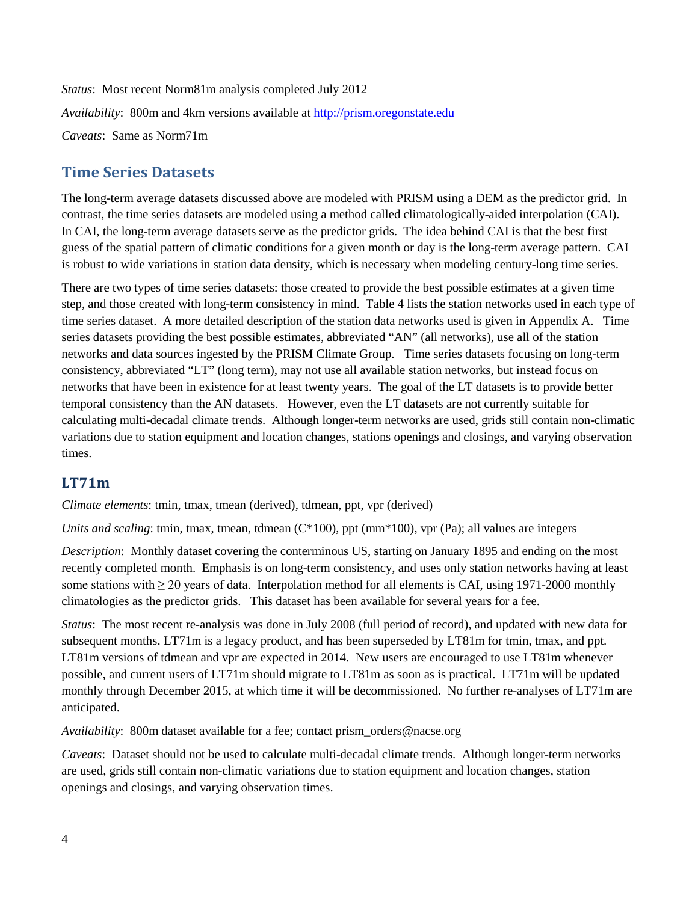*Status*: Most recent Norm81m analysis completed July 2012

*Availability*: 800m and 4km versions available at [http://prism.oregonstate.edu](http://prism.oregonstate.edu)

*Caveats*: Same as Norm71m

## Time Series Datasets

The long-term average datasets discussed above are modeled with PRISM using a DEM as the predictor grid. In contrast, the time series datasets are modeled using a method called climatologically-aided interpolation (CAI). In CAI, the long-term average datasets serve as the predictor grids. The idea behind CAI is that the best first guess of the spatial pattern of climatic conditions for a given month or day is the long-term average pattern. CAI is robust to wide variations in station data density, which is necessary when modeling century-long time series.

There are two types of time series datasets: those created to provide the best possible estimates at a given time step, and those created with long-term consistency in mind. Table 4 lists the station networks used in each type of time series dataset. A more detailed description of the station data networks used is given in Appendix A. Time series datasets providing the best possible estimates, abbreviated "AN" (all networks), use all of the station networks and data sources ingested by the PRISM Climate Group. Time series datasets focusing on long-term consistency, abbreviated "LT" (long term), may not use all available station networks, but instead focus on networks that have been in existence for at least twenty years. The goal of the LT datasets is to provide better temporal consistency than the AN datasets. However, even the LT datasets are not currently suitable for calculating multi-decadal climate trends. Although longer-term networks are used, grids still contain non-climatic variations due to station equipment and location changes, stations openings and closings, and varying observation times.

### LT71m

*Climate elements*: tmin, tmax, tmean (derived), tdmean, ppt, vpr (derived)

*Units and scaling*: tmin, tmax, tmean, tdmean (C*100), ppt (mm*100), vpr (Pa); all values are integers

*Description*: Monthly dataset covering the conterminous US, starting on January 1895 and ending on the most recently completed month. Emphasis is on long-term consistency, and uses only station networks having at least some stations with ≥ 20 years of data. Interpolation method for all elements is CAI, using 1971-2000 monthly climatologies as the predictor grids. This dataset has been available for several years for a fee.

*Status*: The most recent re-analysis was done in July 2008 (full period of record), and updated with new data for subsequent months. LT71m is a legacy product, and has been superseded by LT81m for tmin, tmax, and ppt. LT81m versions of tdmean and vpr are expected in 2014. New users are encouraged to use LT81m whenever possible, and current users of LT71m should migrate to LT81m as soon as is practical. LT71m will be updated monthly through December 2015, at which time it will be decommissioned. No further re-analyses of LT71m are anticipated.

*Availability*: 800m dataset available for a fee; contact prism_orders@nacse.org

*Caveats*: Dataset should not be used to calculate multi-decadal climate trends. Although longer-term networks are used, grids still contain non-climatic variations due to station equipment and location changes, station openings and closings, and varying observation times.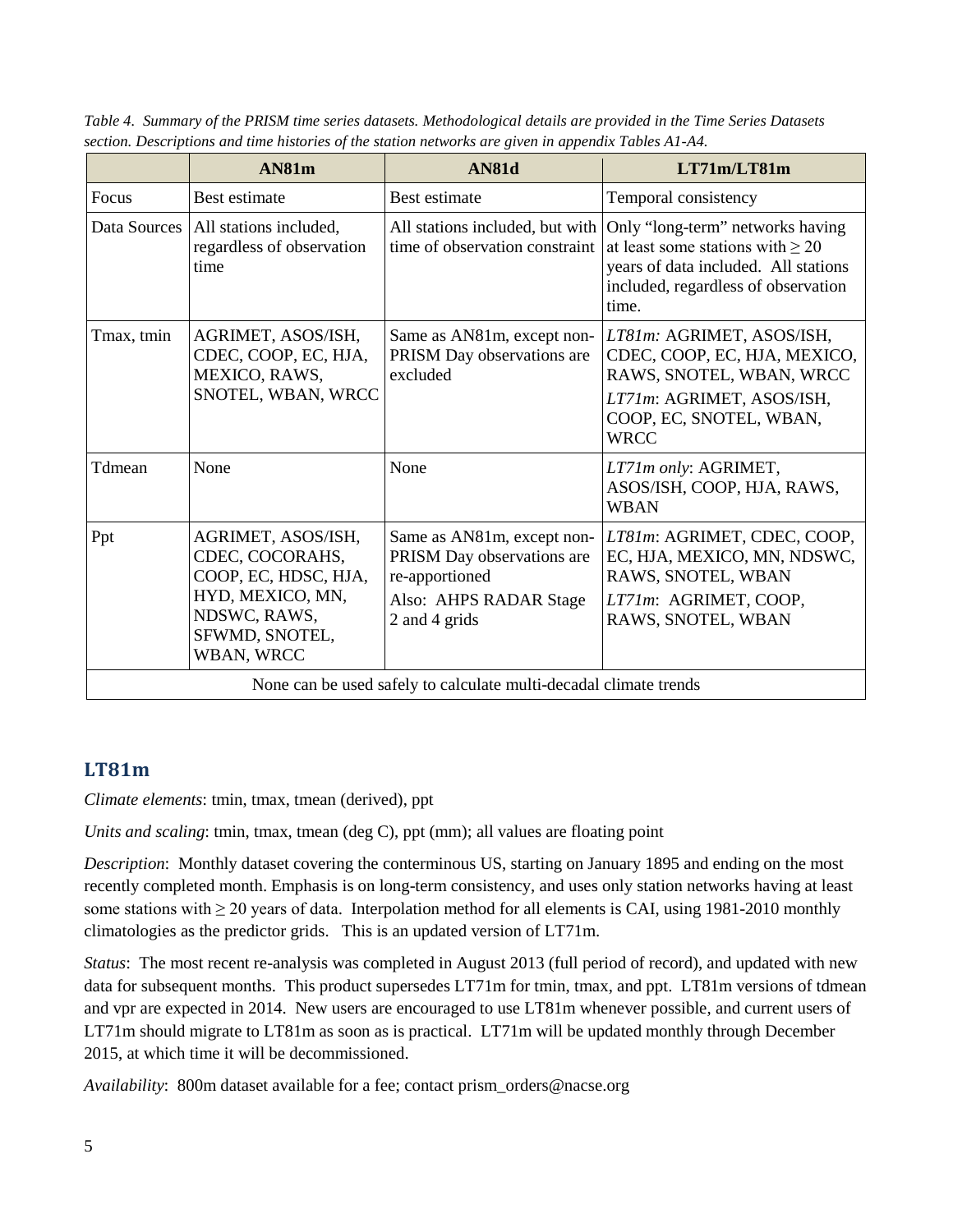*Table 4. Summary of the PRISM time series datasets. Methodological details are provided in the Time Series Datasets section. Descriptions and time histories of the station networks are given in appendix Tables A1-A4.*

| | AN81m | AN81d | LT71m/LT81m |
|---|---|---|---|
| Focus | Best estimate | Best estimate | Temporal consistency |
| Data Sources | All stations included, regardless of observation time | All stations included, but with time of observation constraint | Only "long-term" networks having at least some stations with ≥ 20 years of data included. All stations included, regardless of observation time. |
| Tmax, tmin | AGRIMET, ASOS/ISH, CDEC, COOP, EC, HJA, MEXICO, RAWS, SNOTEL, WBAN, WRCC | Same as AN81m, except non-PRISM Day observations are excluded | *LT81m:* AGRIMET, ASOS/ISH, CDEC, COOP, EC, HJA, MEXICO, RAWS, SNOTEL, WBAN, WRCC<br>*LT71m*: AGRIMET, ASOS/ISH, COOP, EC, SNOTEL, WBAN, WRCC |
| Tdmean | None | None | *LT71m only*: AGRIMET, ASOS/ISH, COOP, HJA, RAWS, WBAN |
| Ppt | AGRIMET, ASOS/ISH, CDEC, COCORAHS, COOP, EC, HDSC, HJA, HYD, MEXICO, MN, NDSWC, RAWS, SFWMD, SNOTEL, WBAN, WRCC | Same as AN81m, except non-PRISM Day observations are re-apportioned<br>Also: AHPS RADAR Stage 2 and 4 grids | *LT81m*: AGRIMET, CDEC, COOP, EC, HJA, MEXICO, MN, NDSWC, RAWS, SNOTEL, WBAN<br>*LT71m*: AGRIMET, COOP, RAWS, SNOTEL, WBAN |
| None can be used safely to calculate multi-decadal climate trends | | | |

## LT81m

*Climate elements*: tmin, tmax, tmean (derived), ppt

*Units and scaling*: tmin, tmax, tmean (deg C), ppt (mm); all values are floating point

*Description*: Monthly dataset covering the conterminous US, starting on January 1895 and ending on the most recently completed month. Emphasis is on long-term consistency, and uses only station networks having at least some stations with ≥ 20 years of data. Interpolation method for all elements is CAI, using 1981-2010 monthly climatologies as the predictor grids. This is an updated version of LT71m.

*Status*: The most recent re-analysis was completed in August 2013 (full period of record), and updated with new data for subsequent months. This product supersedes LT71m for tmin, tmax, and ppt. LT81m versions of tdmean and vpr are expected in 2014. New users are encouraged to use LT81m whenever possible, and current users of LT71m should migrate to LT81m as soon as is practical. LT71m will be updated monthly through December 2015, at which time it will be decommissioned.

*Availability*: 800m dataset available for a fee; contact prism_orders@nacse.org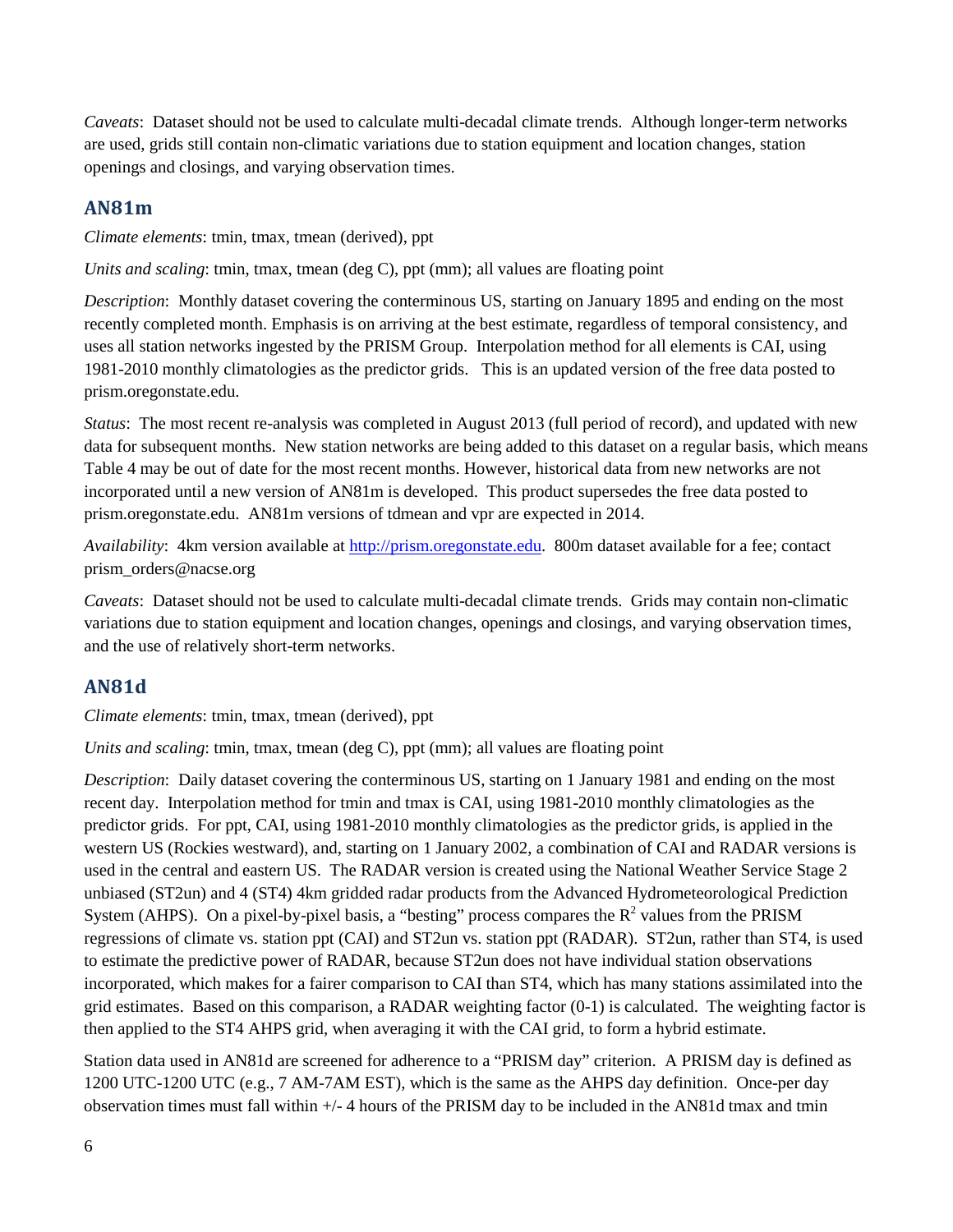*Caveats*: Dataset should not be used to calculate multi-decadal climate trends. Although longer-term networks are used, grids still contain non-climatic variations due to station equipment and location changes, station openings and closings, and varying observation times.

## AN81m

*Climate elements*: tmin, tmax, tmean (derived), ppt

*Units and scaling*: tmin, tmax, tmean (deg C), ppt (mm); all values are floating point

*Description*: Monthly dataset covering the conterminous US, starting on January 1895 and ending on the most recently completed month. Emphasis is on arriving at the best estimate, regardless of temporal consistency, and uses all station networks ingested by the PRISM Group. Interpolation method for all elements is CAI, using 1981-2010 monthly climatologies as the predictor grids. This is an updated version of the free data posted to prism.oregonstate.edu.

*Status*: The most recent re-analysis was completed in August 2013 (full period of record), and updated with new data for subsequent months. New station networks are being added to this dataset on a regular basis, which means Table 4 may be out of date for the most recent months. However, historical data from new networks are not incorporated until a new version of AN81m is developed. This product supersedes the free data posted to prism.oregonstate.edu. AN81m versions of tdmean and vpr are expected in 2014.

*Availability*: 4km version available at [http://prism.oregonstate.edu](http://prism.oregonstate.edu). 800m dataset available for a fee; contact prism_orders@nacse.org

*Caveats*: Dataset should not be used to calculate multi-decadal climate trends. Grids may contain non-climatic variations due to station equipment and location changes, openings and closings, and varying observation times, and the use of relatively short-term networks.

## AN81d

*Climate elements*: tmin, tmax, tmean (derived), ppt

*Units and scaling*: tmin, tmax, tmean (deg C), ppt (mm); all values are floating point

*Description*: Daily dataset covering the conterminous US, starting on 1 January 1981 and ending on the most recent day. Interpolation method for tmin and tmax is CAI, using 1981-2010 monthly climatologies as the predictor grids. For ppt, CAI, using 1981-2010 monthly climatologies as the predictor grids, is applied in the western US (Rockies westward), and, starting on 1 January 2002, a combination of CAI and RADAR versions is used in the central and eastern US. The RADAR version is created using the National Weather Service Stage 2 unbiased (ST2un) and 4 (ST4) 4km gridded radar products from the Advanced Hydrometeorological Prediction System (AHPS). On a pixel-by-pixel basis, a "besting" process compares the $R^2$ values from the PRISM regressions of climate vs. station ppt (CAI) and ST2un vs. station ppt (RADAR). ST2un, rather than ST4, is used to estimate the predictive power of RADAR, because ST2un does not have individual station observations incorporated, which makes for a fairer comparison to CAI than ST4, which has many stations assimilated into the grid estimates. Based on this comparison, a RADAR weighting factor (0-1) is calculated. The weighting factor is then applied to the ST4 AHPS grid, when averaging it with the CAI grid, to form a hybrid estimate.

Station data used in AN81d are screened for adherence to a "PRISM day" criterion. A PRISM day is defined as 1200 UTC-1200 UTC (e.g., 7 AM-7AM EST), which is the same as the AHPS day definition. Once-per day observation times must fall within +/- 4 hours of the PRISM day to be included in the AN81d tmax and tmin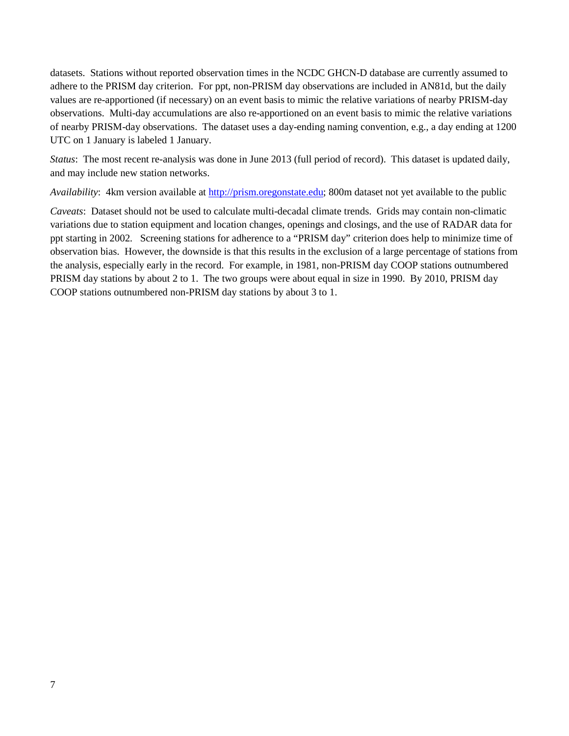datasets. Stations without reported observation times in the NCDC GHCN-D database are currently assumed to adhere to the PRISM day criterion. For ppt, non-PRISM day observations are included in AN81d, but the daily values are re-apportioned (if necessary) on an event basis to mimic the relative variations of nearby PRISM-day observations. Multi-day accumulations are also re-apportioned on an event basis to mimic the relative variations of nearby PRISM-day observations. The dataset uses a day-ending naming convention, e.g., a day ending at 1200 UTC on 1 January is labeled 1 January.

*Status*: The most recent re-analysis was done in June 2013 (full period of record). This dataset is updated daily, and may include new station networks.

*Availability*: 4km version available at [http://prism.oregonstate.edu](http://prism.oregonstate.edu); 800m dataset not yet available to the public

*Caveats*: Dataset should not be used to calculate multi-decadal climate trends. Grids may contain non-climatic variations due to station equipment and location changes, openings and closings, and the use of RADAR data for ppt starting in 2002. Screening stations for adherence to a "PRISM day" criterion does help to minimize time of observation bias. However, the downside is that this results in the exclusion of a large percentage of stations from the analysis, especially early in the record. For example, in 1981, non-PRISM day COOP stations outnumbered PRISM day stations by about 2 to 1. The two groups were about equal in size in 1990. By 2010, PRISM day COOP stations outnumbered non-PRISM day stations by about 3 to 1.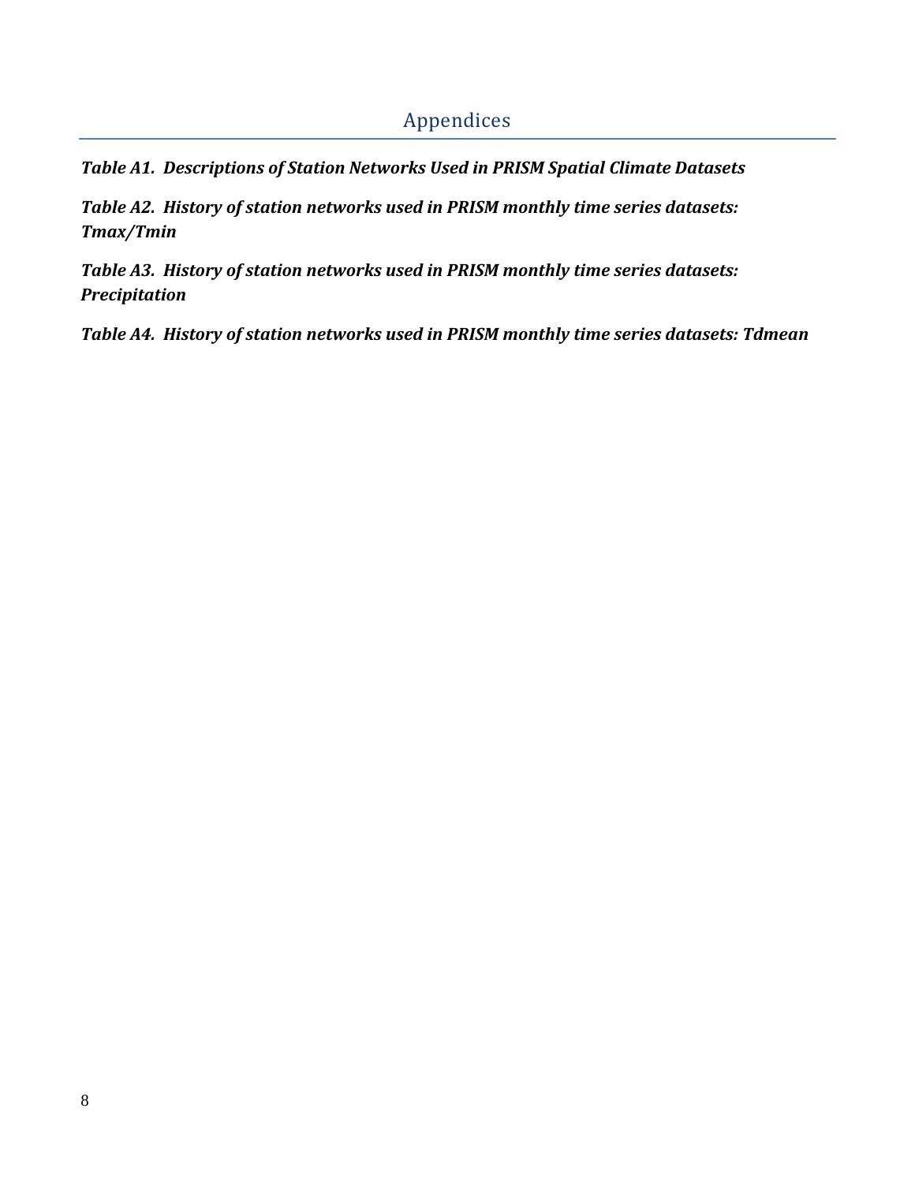# Appendices

***Table A1. Descriptions of Station Networks Used in PRISM Spatial Climate Datasets***

***Table A2. History of station networks used in PRISM monthly time series datasets: Tmax/Tmin***

***Table A3. History of station networks used in PRISM monthly time series datasets: Precipitation***

***Table A4. History of station networks used in PRISM monthly time series datasets: Tdmean***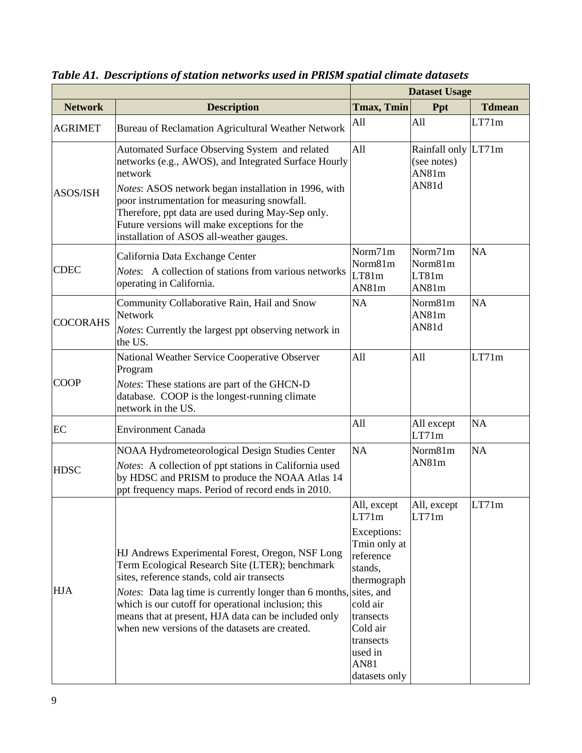***Table A1. Descriptions of station networks used in PRISM spatial climate datasets***

| | | Dataset Usage | | |
|---|---|---|---|---|
| **Network** | **Description** | **Tmax, Tmin** | **Ppt** | **Tdmean** |
| AGRIMET | Bureau of Reclamation Agricultural Weather Network | All | All | LT71m |
| ASOS/ISH | Automated Surface Observing System and related networks (e.g., AWOS), and Integrated Surface Hourly network<br>*Notes*: ASOS network began installation in 1996, with poor instrumentation for measuring snowfall. Therefore, ppt data are used during May-Sep only. Future versions will make exceptions for the installation of ASOS all-weather gauges. | All | Rainfall only (see notes)<br>AN81m<br>AN81d | LT71m |
| CDEC | California Data Exchange Center<br>*Notes*: A collection of stations from various networks operating in California. | Norm71m<br>Norm81m<br>LT81m<br>AN81m | Norm71m<br>Norm81m<br>LT81m<br>AN81m | NA |
| COCORAHS | Community Collaborative Rain, Hail and Snow Network<br>*Notes*: Currently the largest ppt observing network in the US. | NA | Norm81m<br>AN81m<br>AN81d | NA |
| COOP | National Weather Service Cooperative Observer Program<br>*Notes*: These stations are part of the GHCN-D database. COOP is the longest-running climate network in the US. | All | All | LT71m |
| EC | Environment Canada | All | All except LT71m | NA |
| HDSC | NOAA Hydrometeorological Design Studies Center<br>*Notes*: A collection of ppt stations in California used by HDSC and PRISM to produce the NOAA Atlas 14 ppt frequency maps. Period of record ends in 2010. | NA | Norm81m<br>AN81m | NA |
| HJA | HJ Andrews Experimental Forest, Oregon, NSF Long Term Ecological Research Site (LTER); benchmark sites, reference stands, cold air transects<br>*Notes*: Data lag time is currently longer than 6 months, which is our cutoff for operational inclusion; this means that at present, HJA data can be included only when new versions of the datasets are created. | All, except LT71m<br>Exceptions: Tmin only at reference stands, thermograph sites, and cold air transects<br>Cold air transects used in AN81 datasets only | All, except LT71m | LT71m |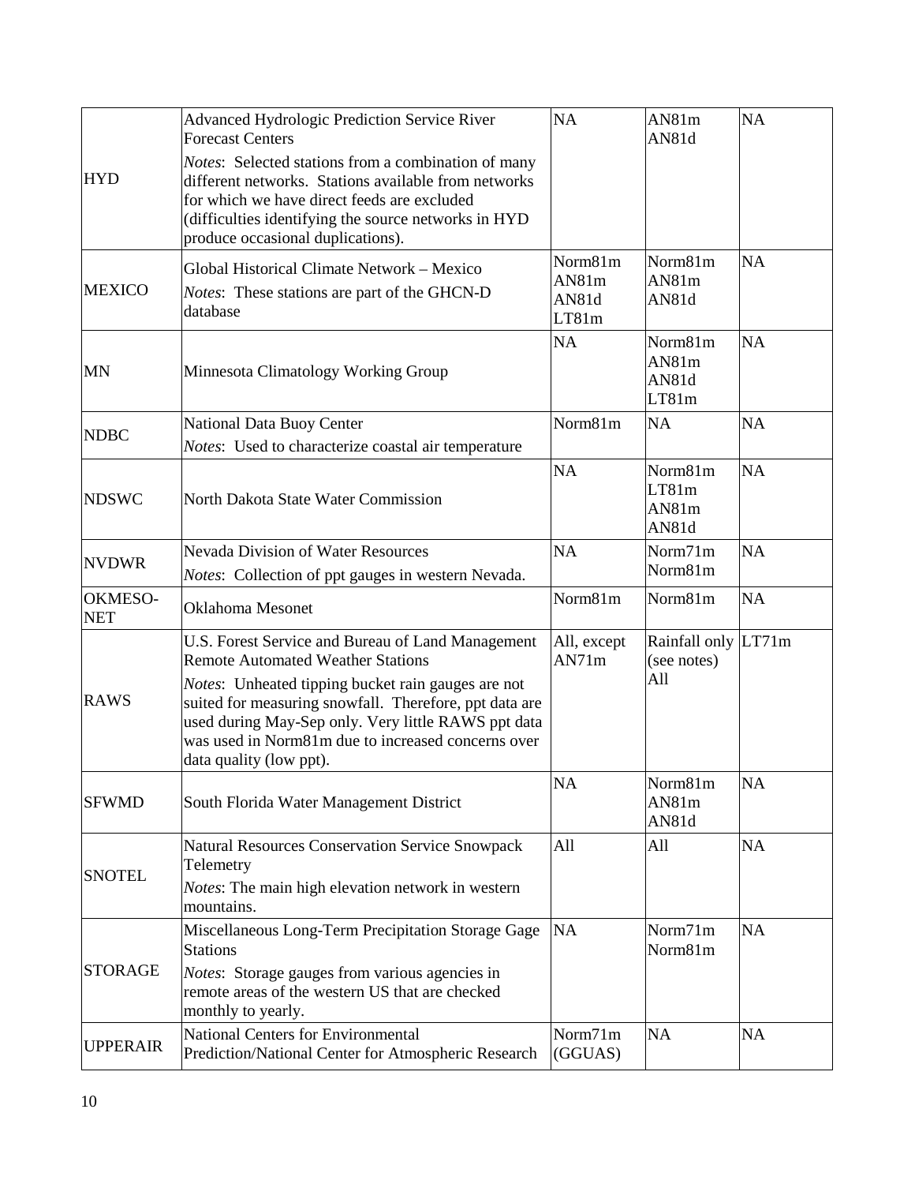| | | | | |
|---|---|---|---|---|
| HYD | Advanced Hydrologic Prediction Service River Forecast Centers<br>*Notes*: Selected stations from a combination of many different networks. Stations available from networks for which we have direct feeds are excluded (difficulties identifying the source networks in HYD produce occasional duplications). | NA | AN81m<br>AN81d | NA |
| MEXICO | Global Historical Climate Network – Mexico<br>*Notes*: These stations are part of the GHCN-D database | Norm81m<br>AN81m<br>AN81d<br>LT81m | Norm81m<br>AN81m<br>AN81d | NA |
| MN | Minnesota Climatology Working Group | NA | Norm81m<br>AN81m<br>AN81d<br>LT81m | NA |
| NDBC | National Data Buoy Center<br>*Notes*: Used to characterize coastal air temperature | Norm81m | NA | NA |
| NDSWC | North Dakota State Water Commission | NA | Norm81m<br>LT81m<br>AN81m<br>AN81d | NA |
| NVDWR | Nevada Division of Water Resources<br>*Notes*: Collection of ppt gauges in western Nevada. | NA | Norm71m<br>Norm81m | NA |
| OKMESO-NET | Oklahoma Mesonet | Norm81m | Norm81m | NA |
| RAWS | U.S. Forest Service and Bureau of Land Management Remote Automated Weather Stations<br>*Notes*: Unheated tipping bucket rain gauges are not suited for measuring snowfall. Therefore, ppt data are used during May-Sep only. Very little RAWS ppt data was used in Norm81m due to increased concerns over data quality (low ppt). | All, except AN71m | Rainfall only (see notes)<br>All | LT71m |
| SFWMD | South Florida Water Management District | NA | Norm81m<br>AN81m<br>AN81d | NA |
| SNOTEL | Natural Resources Conservation Service Snowpack Telemetry<br>*Notes*: The main high elevation network in western mountains. | All | All | NA |
| STORAGE | Miscellaneous Long-Term Precipitation Storage Gage Stations<br>*Notes*: Storage gauges from various agencies in remote areas of the western US that are checked monthly to yearly. | NA | Norm71m<br>Norm81m | NA |
| UPPERAIR | National Centers for Environmental Prediction/National Center for Atmospheric Research | Norm71m (GGUAS) | NA | NA |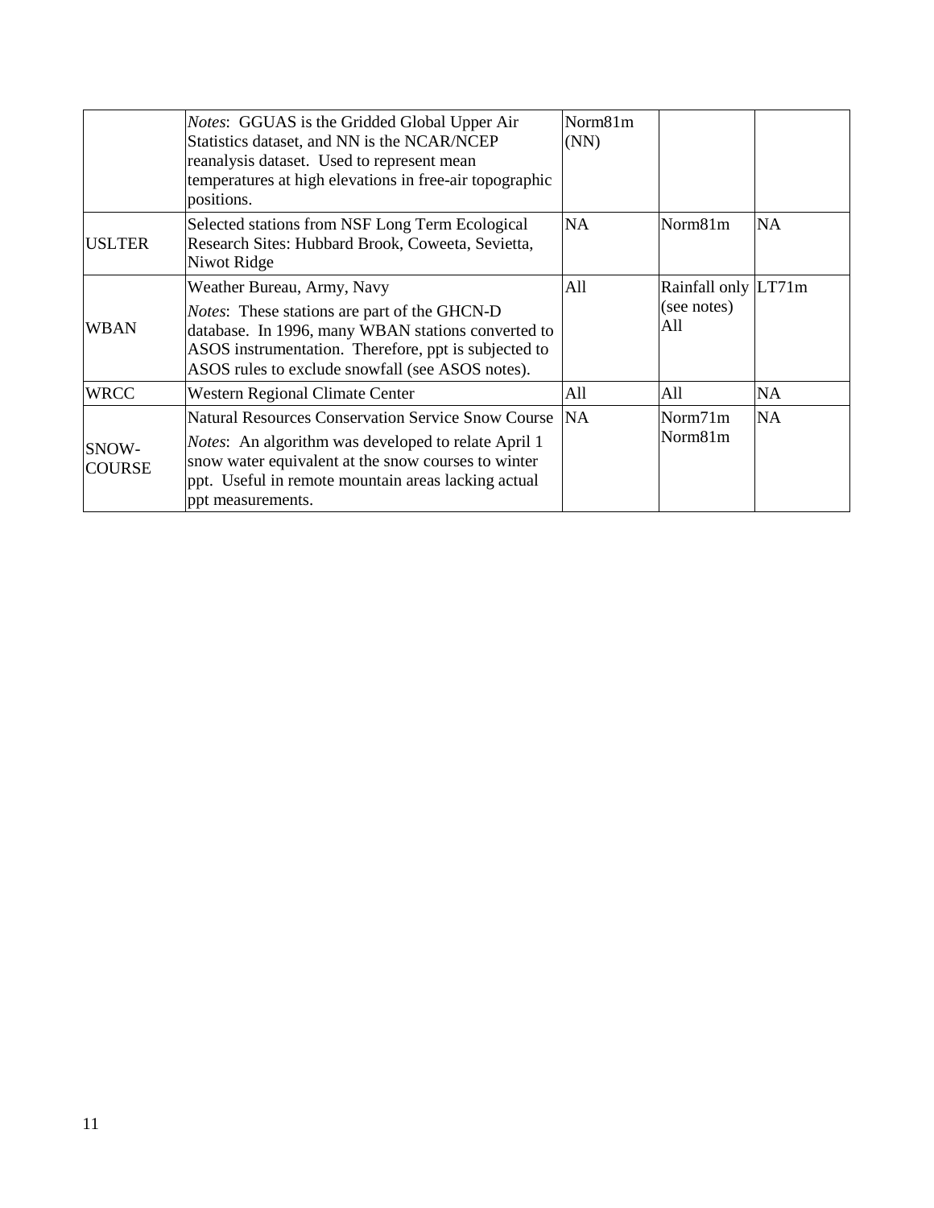| | | | | |
|---|---|---|---|---|
| | *Notes*: GGUAS is the Gridded Global Upper Air Statistics dataset, and NN is the NCAR/NCEP reanalysis dataset. Used to represent mean temperatures at high elevations in free-air topographic positions. | Norm81m (NN) | | |
| USLTER | Selected stations from NSF Long Term Ecological Research Sites: Hubbard Brook, Coweeta, Sevietta, Niwot Ridge | NA | Norm81m | NA |
| WBAN | Weather Bureau, Army, Navy<br>*Notes*: These stations are part of the GHCN-D database. In 1996, many WBAN stations converted to ASOS instrumentation. Therefore, ppt is subjected to ASOS rules to exclude snowfall (see ASOS notes). | All | Rainfall only (see notes) All | LT71m |
| WRCC | Western Regional Climate Center | All | All | NA |
| SNOW-COURSE | Natural Resources Conservation Service Snow Course<br>*Notes*: An algorithm was developed to relate April 1 snow water equivalent at the snow courses to winter ppt. Useful in remote mountain areas lacking actual ppt measurements. | NA | Norm71m Norm81m | NA |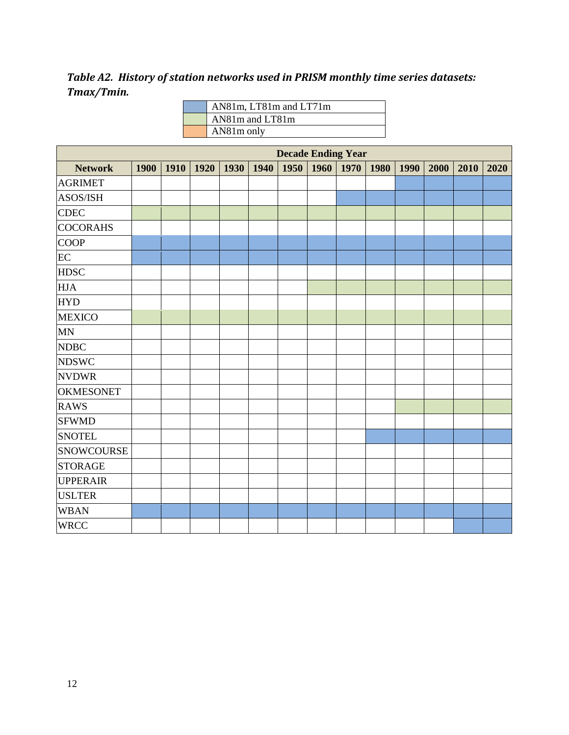### *Table A2. History of station networks used in PRISM monthly time series datasets: Tmax/Tmin.*

| Legend (cell color) | Meaning |
|---|---|
| Blue | AN81m, LT81m and LT71m |
| Green | AN81m and LT81m |
| Orange | AN81m only |

| | Decade Ending Year | | | | | | | | | | | | |
|---|---|---|---|---|---|---|---|---|---|---|---|---|---|
| **Network** | **1900** | **1910** | **1920** | **1930** | **1940** | **1950** | **1960** | **1970** | **1980** | **1990** | **2000** | **2010** | **2020** |
| AGRIMET | | | | | | | | | | Blue | Blue | Blue | Blue |
| ASOS/ISH | | | | | | | | Blue | Blue | Blue | Blue | Blue | Blue |
| CDEC | Green | Green | Green | Green | Green | Green | Green | Green | Green | Green | Green | Green | Green |
| COCORAHS | | | | | | | | | | | | | |
| COOP | Blue | Blue | Blue | Blue | Blue | Blue | Blue | Blue | Blue | Blue | Blue | Blue | Blue |
| EC | Blue | Blue | Blue | Blue | Blue | Blue | Blue | Blue | Blue | Blue | Blue | Blue | Blue |
| HDSC | | | | | | | | | | | | | |
| HJA | | | | | | | Green | Green | Green | Green | Green | Green | Green |
| HYD | | | | | | | | | | | | | |
| MEXICO | Green | Green | Green | Green | Green | Green | Green | Green | Green | Green | Green | Green | Green |
| MN | | | | | | | | | | | | | |
| NDBC | | | | | | | | | | | | | |
| NDSWC | | | | | | | | | | | | | |
| NVDWR | | | | | | | | | | | | | |
| OKMESONET | | | | | | | | | | | | | |
| RAWS | | | | | | | | | | Green | Green | Green | Green |
| SFWMD | | | | | | | | | | | | | |
| SNOTEL | | | | | | | | | Blue | Blue | Blue | Blue | Blue |
| SNOWCOURSE | | | | | | | | | | | | | |
| STORAGE | | | | | | | | | | | | | |
| UPPERAIR | | | | | | | | | | | | | |
| USLTER | | | | | | | | | | | | | |
| WBAN | Blue | Blue | Blue | Blue | Blue | Blue | Blue | Blue | Blue | Blue | Blue | Blue | Blue |
| WRCC | | | | | | | | | | | | Blue | Blue |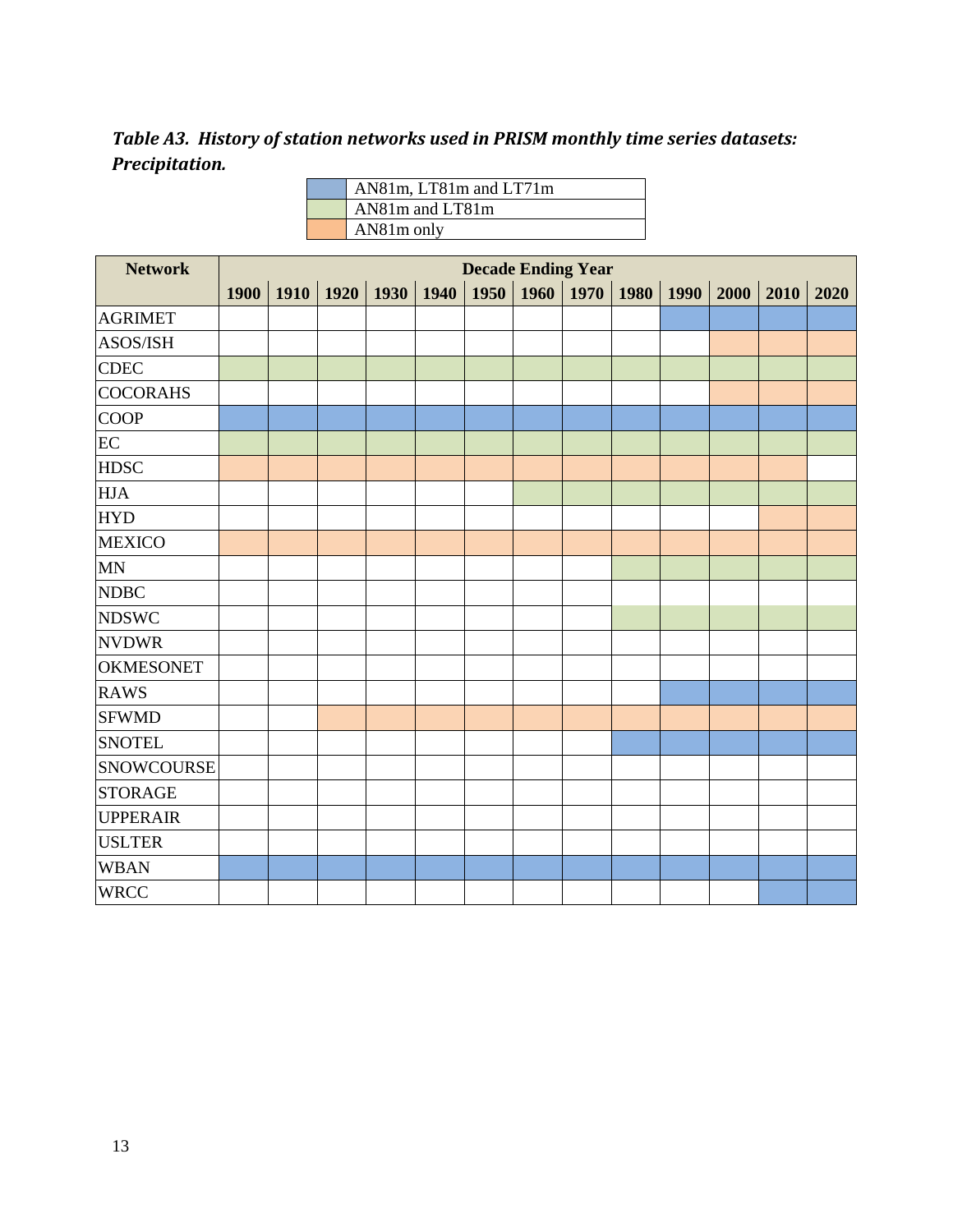***Table A3. History of station networks used in PRISM monthly time series datasets: Precipitation.***

| Color | Datasets |
|---|---|
| Blue | AN81m, LT81m and LT71m |
| Green | AN81m and LT81m |
| Orange | AN81m only |

| Network | Decade Ending Year | | | | | | | | | | | | |
|---|---|---|---|---|---|---|---|---|---|---|---|---|---|
| | 1900 | 1910 | 1920 | 1930 | 1940 | 1950 | 1960 | 1970 | 1980 | 1990 | 2000 | 2010 | 2020 |
| AGRIMET | | | | | | | | | | Blue | Blue | Blue | Blue |
| ASOS/ISH | | | | | | | | | | | Orange | Orange | Orange |
| CDEC | Green | Green | Green | Green | Green | Green | Green | Green | Green | Green | Green | Green | Green |
| COCORAHS | | | | | | | | | | | Orange | Orange | Orange |
| COOP | Blue | Blue | Blue | Blue | Blue | Blue | Blue | Blue | Blue | Blue | Blue | Blue | Blue |
| EC | Green | Green | Green | Green | Green | Green | Green | Green | Green | Green | Green | Green | Green |
| HDSC | Orange | Orange | Orange | Orange | Orange | Orange | Orange | Orange | Orange | Orange | Orange | Orange | |
| HJA | | | | | | | Green | Green | Green | Green | Green | Green | Green |
| HYD | | | | | | | | | | | | Orange | Orange |
| MEXICO | Orange | Orange | Orange | Orange | Orange | Orange | Orange | Orange | Orange | Orange | Orange | Orange | Orange |
| MN | | | | | | | | | Green | Green | Green | Green | Green |
| NDBC | | | | | | | | | | | | | |
| NDSWC | | | | | | | | | Green | Green | Green | Green | Green |
| NVDWR | | | | | | | | | | | | | |
| OKMESONET | | | | | | | | | | | | | |
| RAWS | | | | | | | | | | Blue | Blue | Blue | Blue |
| SFWMD | | | Orange | Orange | Orange | Orange | Orange | Orange | Orange | Orange | Orange | Orange | Orange |
| SNOTEL | | | | | | | | | Blue | Blue | Blue | Blue | Blue |
| SNOWCOURSE | | | | | | | | | | | | | |
| STORAGE | | | | | | | | | | | | | |
| UPPERAIR | | | | | | | | | | | | | |
| USLTER | | | | | | | | | | | | | |
| WBAN | Blue | Blue | Blue | Blue | Blue | Blue | Blue | Blue | Blue | Blue | Blue | Blue | Blue |
| WRCC | | | | | | | | | | | | Blue | Blue |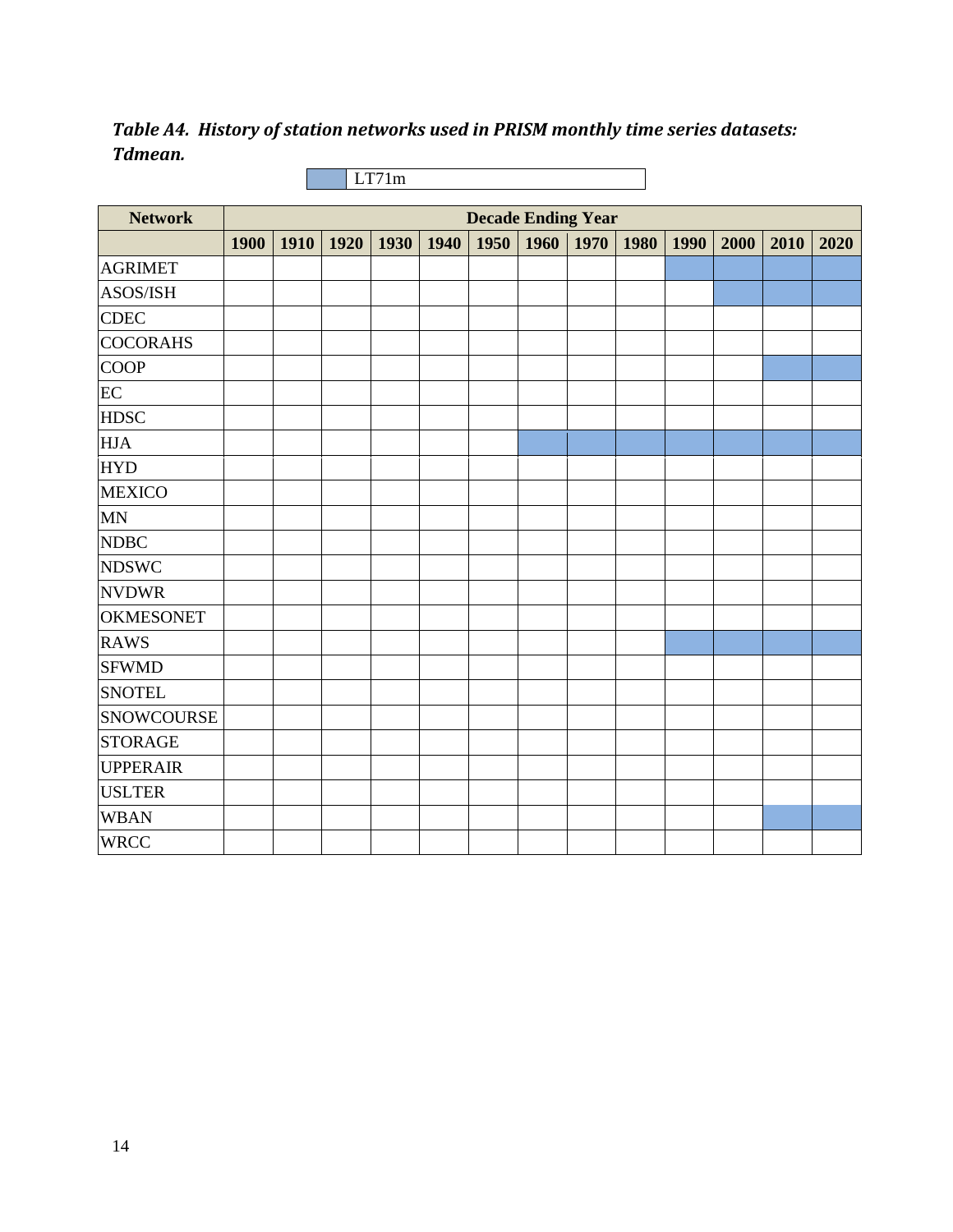***Table A4. History of station networks used in PRISM monthly time series datasets: Tdmean.***

Legend: shaded cells = LT71m

| Network | Decade Ending Year | | | | | | | | | | | | |
|---|---|---|---|---|---|---|---|---|---|---|---|---|---|
| | **1900** | **1910** | **1920** | **1930** | **1940** | **1950** | **1960** | **1970** | **1980** | **1990** | **2000** | **2010** | **2020** |
| AGRIMET | | | | | | | | | | LT71m | LT71m | LT71m | LT71m |
| ASOS/ISH | | | | | | | | | | | LT71m | LT71m | LT71m |
| CDEC | | | | | | | | | | | | | |
| COCORAHS | | | | | | | | | | | | | |
| COOP | | | | | | | | | | | | LT71m | LT71m |
| EC | | | | | | | | | | | | | |
| HDSC | | | | | | | | | | | | | |
| HJA | | | | | | | LT71m | LT71m | LT71m | LT71m | LT71m | LT71m | LT71m |
| HYD | | | | | | | | | | | | | |
| MEXICO | | | | | | | | | | | | | |
| MN | | | | | | | | | | | | | |
| NDBC | | | | | | | | | | | | | |
| NDSWC | | | | | | | | | | | | | |
| NVDWR | | | | | | | | | | | | | |
| OKMESONET | | | | | | | | | | | | | |
| RAWS | | | | | | | | | | LT71m | LT71m | LT71m | LT71m |
| SFWMD | | | | | | | | | | | | | |
| SNOTEL | | | | | | | | | | | | | |
| SNOWCOURSE | | | | | | | | | | | | | |
| STORAGE | | | | | | | | | | | | | |
| UPPERAIR | | | | | | | | | | | | | |
| USLTER | | | | | | | | | | | | | |
| WBAN | | | | | | | | | | | | LT71m | LT71m |
| WRCC | | | | | | | | | | | | | |